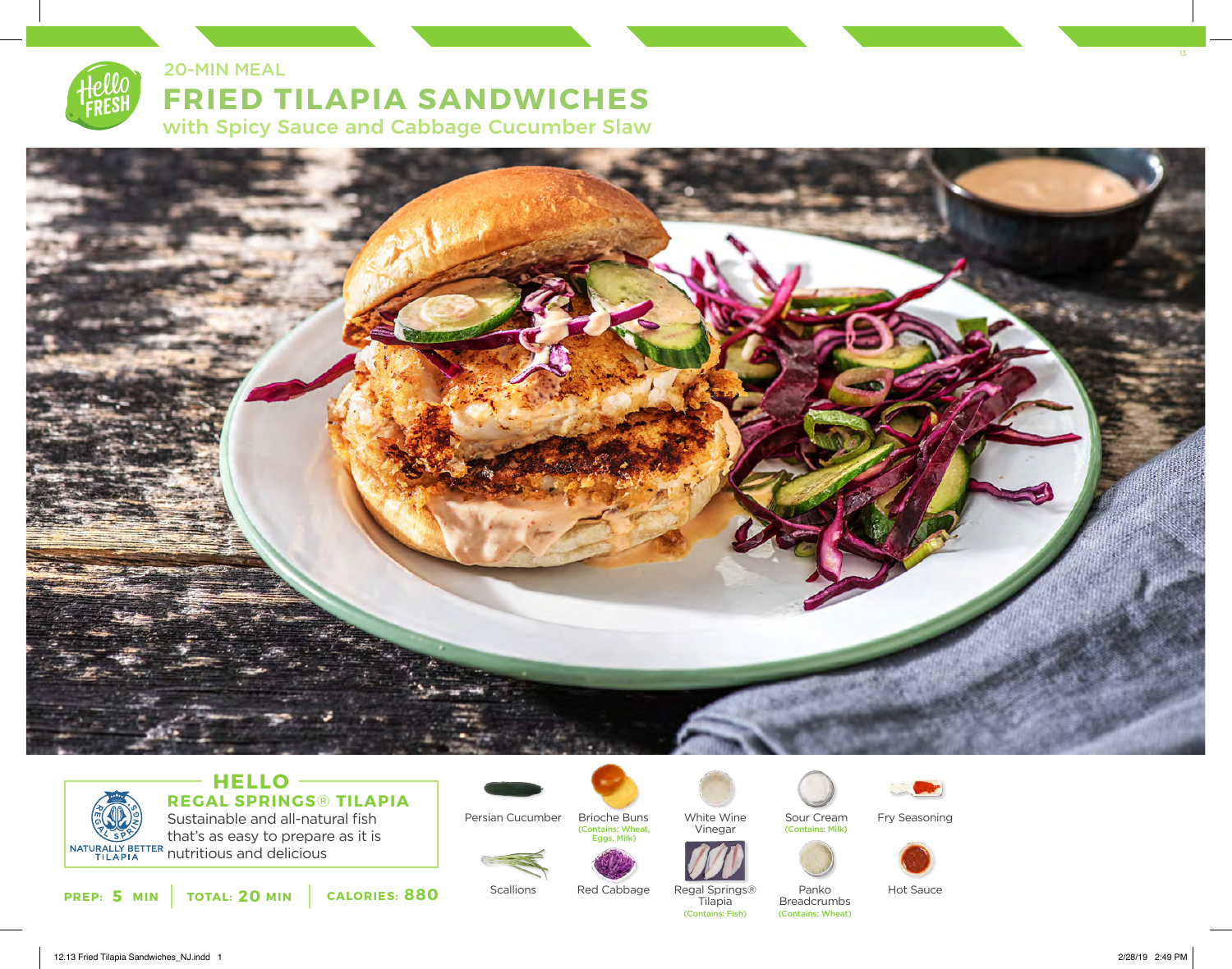20-MIN MEAL

# FRIED TILAPIA SANDWICHES

## with Spicy Sauce and Cabbage Cucumber Slaw

## HELLO REGAL SPRINGS® TILAPIA

NATURALLY BETTER TILAPIA

Sustainable and all-natural fish that's as easy to prepare as it is nutritious and delicious

**PREP: 5 MIN** | **TOTAL: 20 MIN** | **CALORIES: 880**

- Persian Cucumber
- Brioche Buns (Contains: Wheat, Eggs, Milk)
- White Wine Vinegar
- Sour Cream (Contains: Milk)
- Fry Seasoning
- Scallions
- Red Cabbage
- Regal Springs® Tilapia (Contains: Fish)
- Panko Breadcrumbs (Contains: Wheat)
- Hot Sauce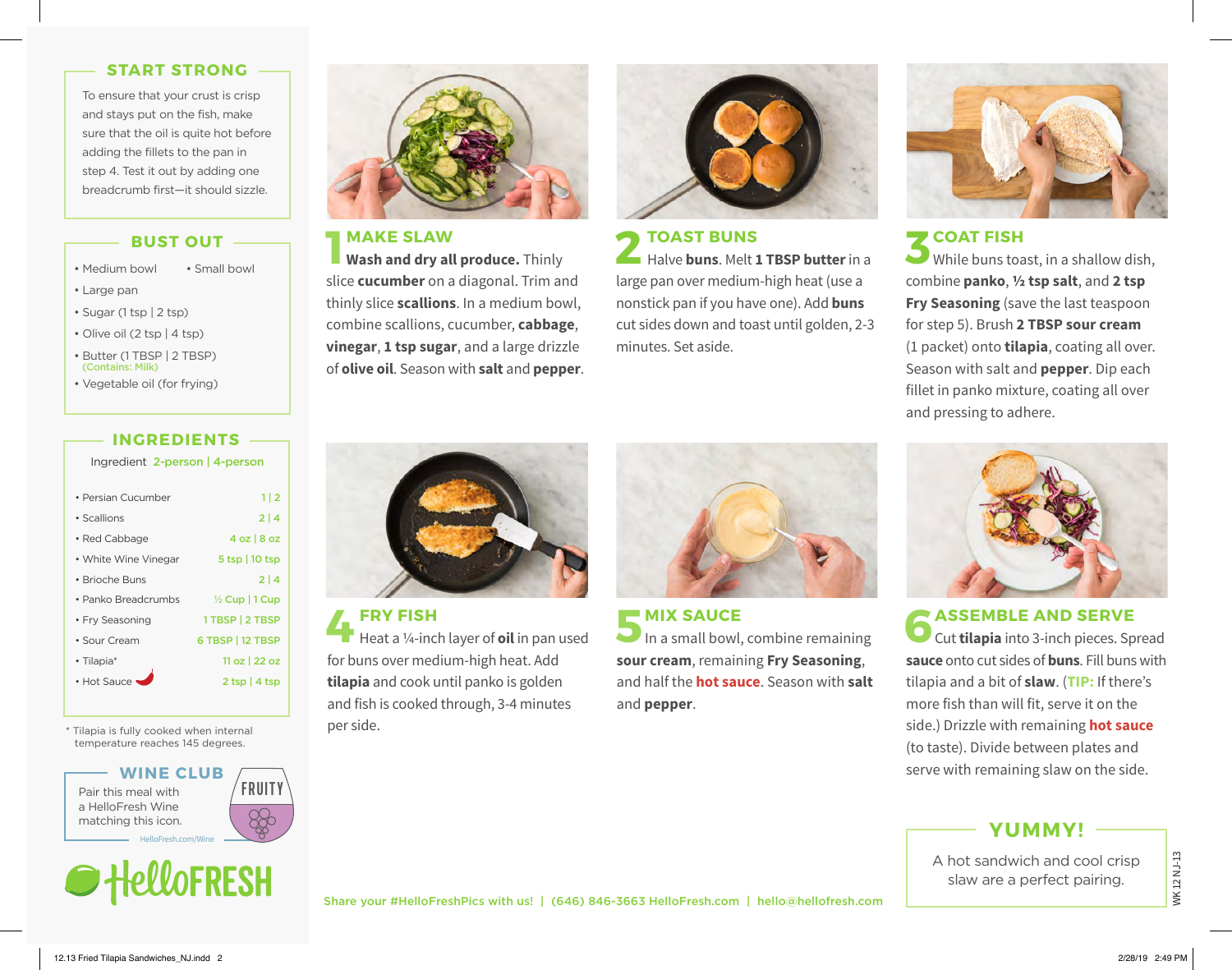## START STRONG

To ensure that your crust is crisp and stays put on the fish, make sure that the oil is quite hot before adding the fillets to the pan in step 4. Test it out by adding one breadcrumb first—it should sizzle.

## BUST OUT

- Medium bowl
- Small bowl
- Large pan
- Sugar (1 tsp | 2 tsp)
- Olive oil (2 tsp | 4 tsp)
- Butter (1 TBSP | 2 TBSP) (Contains: Milk)
- Vegetable oil (for frying)

## INGREDIENTS

| Ingredient | 2-person \| 4-person |
|---|---|
| Persian Cucumber | 1 \| 2 |
| Scallions | 2 \| 4 |
| Red Cabbage | 4 oz \| 8 oz |
| White Wine Vinegar | 5 tsp \| 10 tsp |
| Brioche Buns | 2 \| 4 |
| Panko Breadcrumbs | ½ Cup \| 1 Cup |
| Fry Seasoning | 1 TBSP \| 2 TBSP |
| Sour Cream | 6 TBSP \| 12 TBSP |
| Tilapia* | 11 oz \| 22 oz |
| Hot Sauce | 2 tsp \| 4 tsp |

\* Tilapia is fully cooked when internal temperature reaches 145 degrees.

## WINE CLUB

Pair this meal with a HelloFresh Wine matching this icon.

FRUITY

HelloFresh.com/Wine

HelloFRESH

## 1 MAKE SLAW

**Wash and dry all produce.** Thinly slice **cucumber** on a diagonal. Trim and thinly slice **scallions**. In a medium bowl, combine scallions, cucumber, **cabbage**, **vinegar**, **1 tsp sugar**, and a large drizzle of **olive oil**. Season with **salt** and **pepper**.

## 2 TOAST BUNS

Halve **buns**. Melt **1 TBSP butter** in a large pan over medium-high heat (use a nonstick pan if you have one). Add **buns** cut sides down and toast until golden, 2-3 minutes. Set aside.

## 3 COAT FISH

While buns toast, in a shallow dish, combine **panko**, **½ tsp salt**, and **2 tsp Fry Seasoning** (save the last teaspoon for step 5). Brush **2 TBSP sour cream** (1 packet) onto **tilapia**, coating all over. Season with salt and **pepper**. Dip each fillet in panko mixture, coating all over and pressing to adhere.

## 4 FRY FISH

Heat a ¼-inch layer of **oil** in pan used for buns over medium-high heat. Add **tilapia** and cook until panko is golden and fish is cooked through, 3-4 minutes per side.

## 5 MIX SAUCE

In a small bowl, combine remaining **sour cream**, remaining **Fry Seasoning**, and half the **hot sauce**. Season with **salt** and **pepper**.

## 6 ASSEMBLE AND SERVE

Cut **tilapia** into 3-inch pieces. Spread **sauce** onto cut sides of **buns**. Fill buns with tilapia and a bit of **slaw**. (**TIP:** If there's more fish than will fit, serve it on the side.) Drizzle with remaining **hot sauce** (to taste). Divide between plates and serve with remaining slaw on the side.

## YUMMY!

A hot sandwich and cool crisp slaw are a perfect pairing.

Share your #HelloFreshPics with us! | (646) 846-3663 HelloFresh.com | hello@hellofresh.com

WK 12 NJ-13